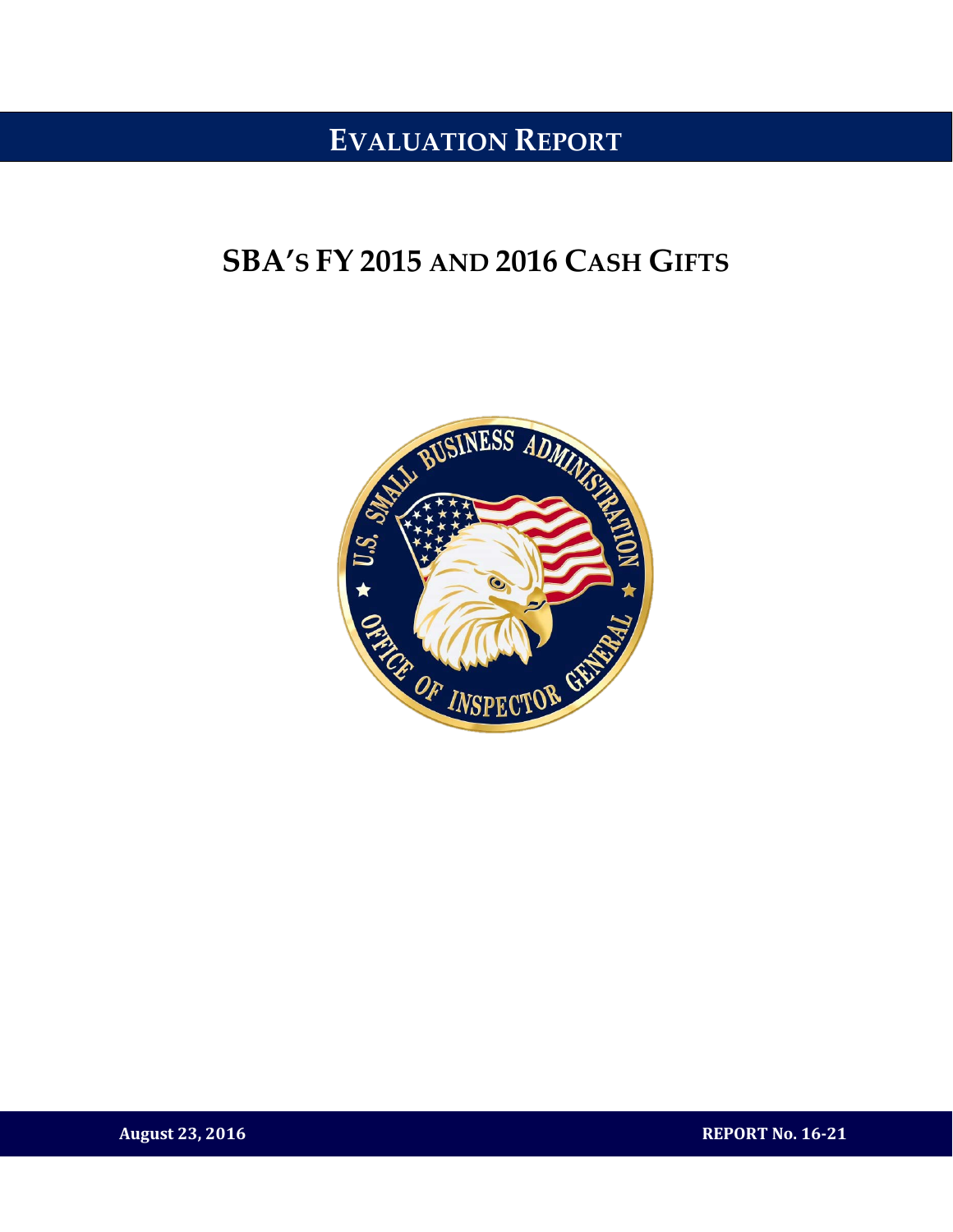# EVALUATION REPORT

# SBA's FY 2015 and 2016 Cash Gifts

**August 23, 2016** **REPORT No. 16-21**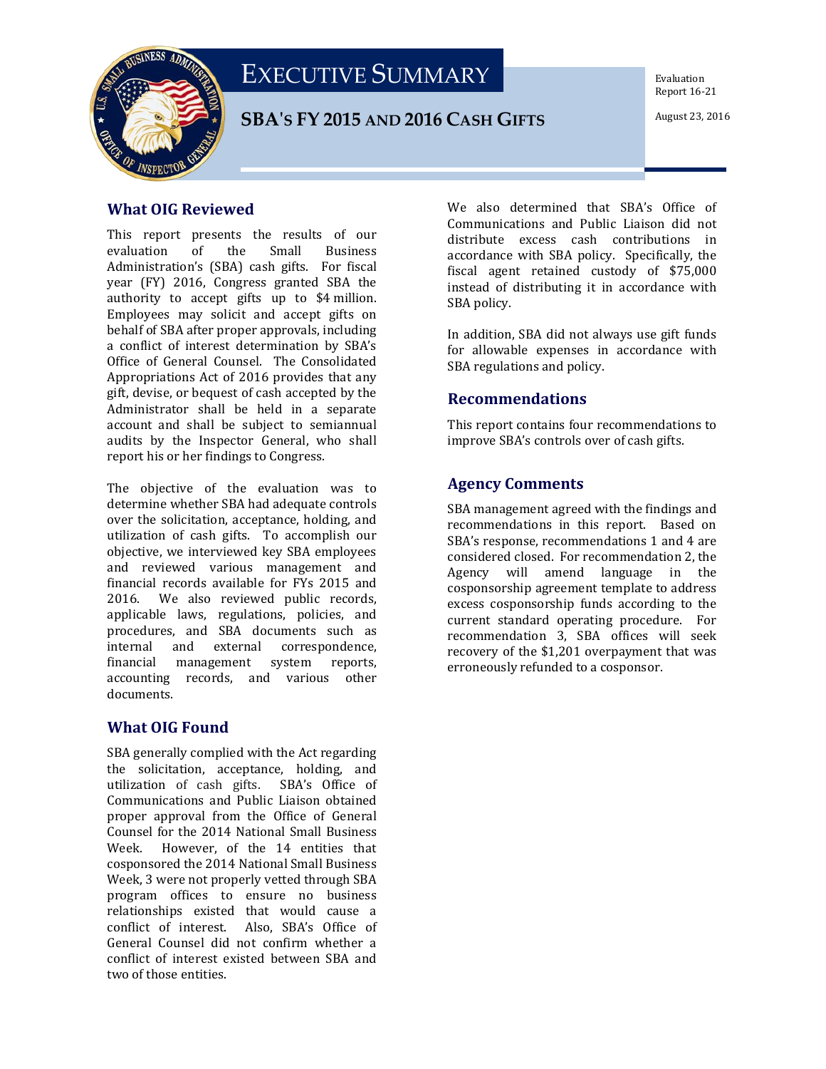# EXECUTIVE SUMMARY

## SBA'S FY 2015 AND 2016 CASH GIFTS

Evaluation Report 16-21

August 23, 2016

### What OIG Reviewed

This report presents the results of our evaluation of the Small Business Administration's (SBA) cash gifts. For fiscal year (FY) 2016, Congress granted SBA the authority to accept gifts up to $4 million. Employees may solicit and accept gifts on behalf of SBA after proper approvals, including a conflict of interest determination by SBA's Office of General Counsel. The Consolidated Appropriations Act of 2016 provides that any gift, devise, or bequest of cash accepted by the Administrator shall be held in a separate account and shall be subject to semiannual audits by the Inspector General, who shall report his or her findings to Congress.

The objective of the evaluation was to determine whether SBA had adequate controls over the solicitation, acceptance, holding, and utilization of cash gifts. To accomplish our objective, we interviewed key SBA employees and reviewed various management and financial records available for FYs 2015 and 2016. We also reviewed public records, applicable laws, regulations, policies, and procedures, and SBA documents such as internal and external correspondence, financial management system reports, accounting records, and various other documents.

### What OIG Found

SBA generally complied with the Act regarding the solicitation, acceptance, holding, and utilization of cash gifts. SBA's Office of Communications and Public Liaison obtained proper approval from the Office of General Counsel for the 2014 National Small Business Week. However, of the 14 entities that cosponsored the 2014 National Small Business Week, 3 were not properly vetted through SBA program offices to ensure no business relationships existed that would cause a conflict of interest. Also, SBA's Office of General Counsel did not confirm whether a conflict of interest existed between SBA and two of those entities.

We also determined that SBA's Office of Communications and Public Liaison did not distribute excess cash contributions in accordance with SBA policy. Specifically, the fiscal agent retained custody of $75,000 instead of distributing it in accordance with SBA policy.

In addition, SBA did not always use gift funds for allowable expenses in accordance with SBA regulations and policy.

### Recommendations

This report contains four recommendations to improve SBA's controls over of cash gifts.

### Agency Comments

SBA management agreed with the findings and recommendations in this report. Based on SBA's response, recommendations 1 and 4 are considered closed. For recommendation 2, the Agency will amend language in the cosponsorship agreement template to address excess cosponsorship funds according to the current standard operating procedure. For recommendation 3, SBA offices will seek recovery of the $1,201 overpayment that was erroneously refunded to a cosponsor.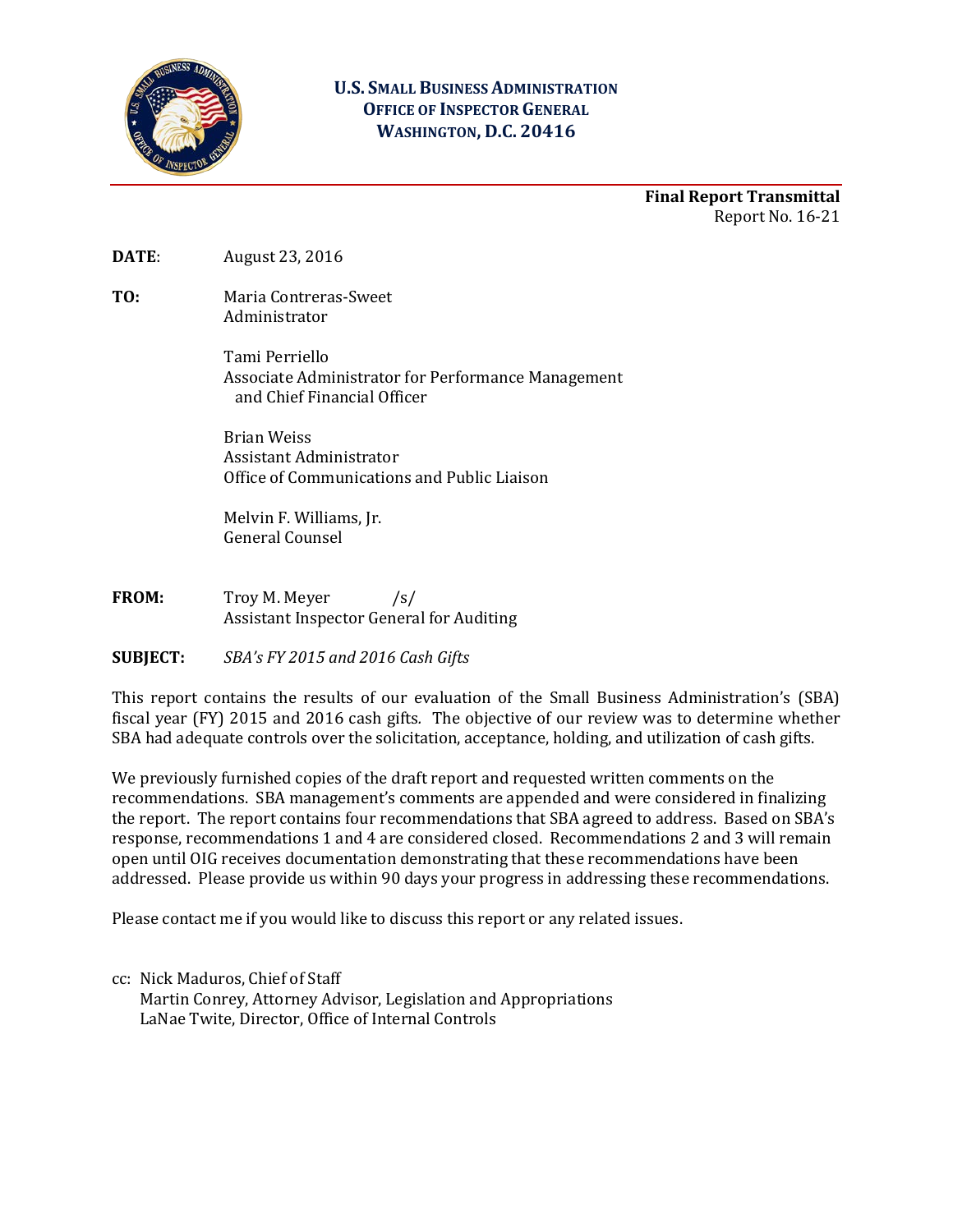**U.S. SMALL BUSINESS ADMINISTRATION**
**OFFICE OF INSPECTOR GENERAL**
**WASHINGTON, D.C. 20416**

**Final Report Transmittal**
Report No. 16-21

**DATE**: August 23, 2016

**TO:** Maria Contreras-Sweet
Administrator

Tami Perriello
Associate Administrator for Performance Management and Chief Financial Officer

Brian Weiss
Assistant Administrator
Office of Communications and Public Liaison

Melvin F. Williams, Jr.
General Counsel

**FROM:** Troy M. Meyer /s/
Assistant Inspector General for Auditing

**SUBJECT:** *SBA's FY 2015 and 2016 Cash Gifts*

This report contains the results of our evaluation of the Small Business Administration's (SBA) fiscal year (FY) 2015 and 2016 cash gifts. The objective of our review was to determine whether SBA had adequate controls over the solicitation, acceptance, holding, and utilization of cash gifts.

We previously furnished copies of the draft report and requested written comments on the recommendations. SBA management's comments are appended and were considered in finalizing the report. The report contains four recommendations that SBA agreed to address. Based on SBA's response, recommendations 1 and 4 are considered closed. Recommendations 2 and 3 will remain open until OIG receives documentation demonstrating that these recommendations have been addressed. Please provide us within 90 days your progress in addressing these recommendations.

Please contact me if you would like to discuss this report or any related issues.

cc: Nick Maduros, Chief of Staff
Martin Conrey, Attorney Advisor, Legislation and Appropriations
LaNae Twite, Director, Office of Internal Controls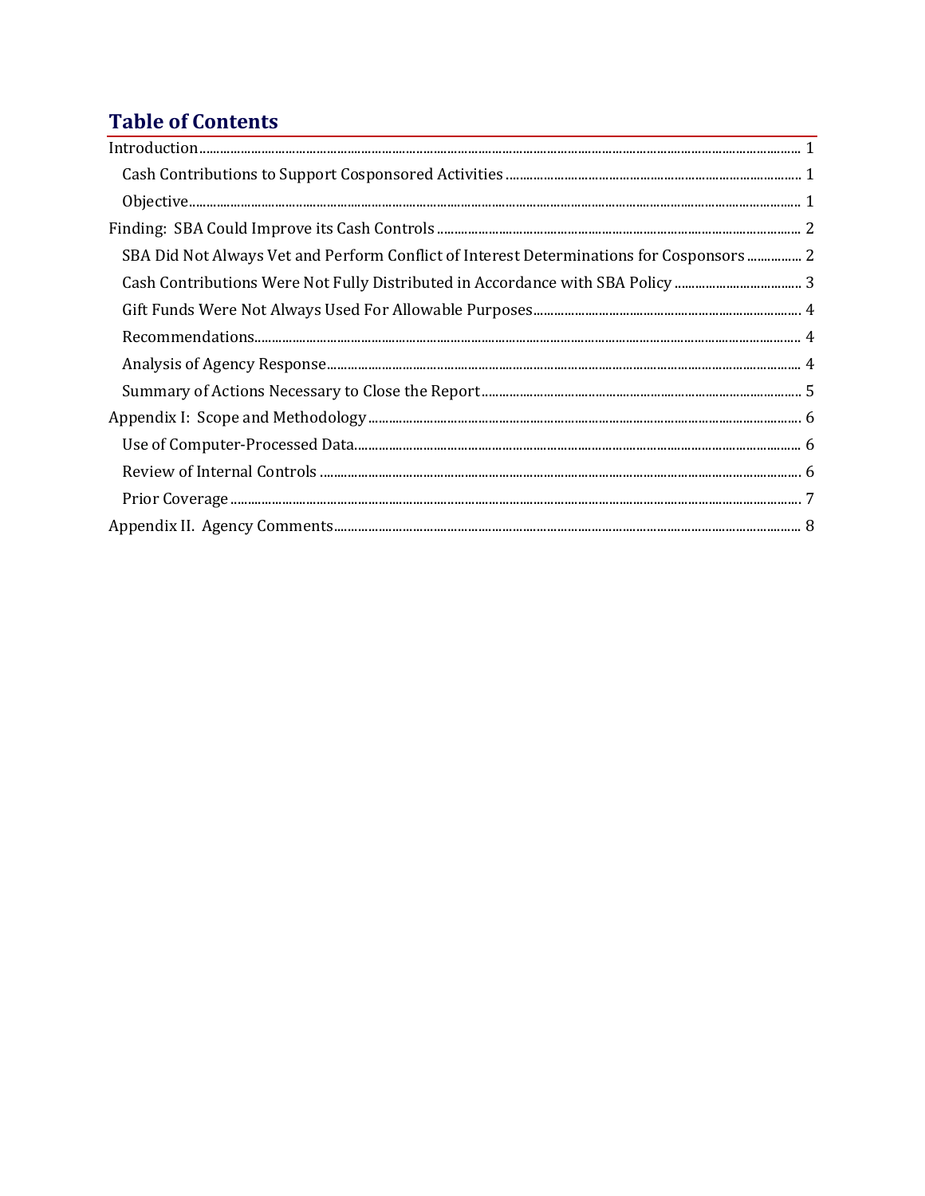## Table of Contents

Introduction ........ 1

- Cash Contributions to Support Cosponsored Activities ........ 1
- Objective ........ 1

Finding: SBA Could Improve its Cash Controls ........ 2

- SBA Did Not Always Vet and Perform Conflict of Interest Determinations for Cosponsors ........ 2
- Cash Contributions Were Not Fully Distributed in Accordance with SBA Policy ........ 3
- Gift Funds Were Not Always Used For Allowable Purposes ........ 4
- Recommendations ........ 4
- Analysis of Agency Response ........ 4
- Summary of Actions Necessary to Close the Report ........ 5

Appendix I: Scope and Methodology ........ 6

- Use of Computer-Processed Data ........ 6
- Review of Internal Controls ........ 6
- Prior Coverage ........ 7

Appendix II. Agency Comments ........ 8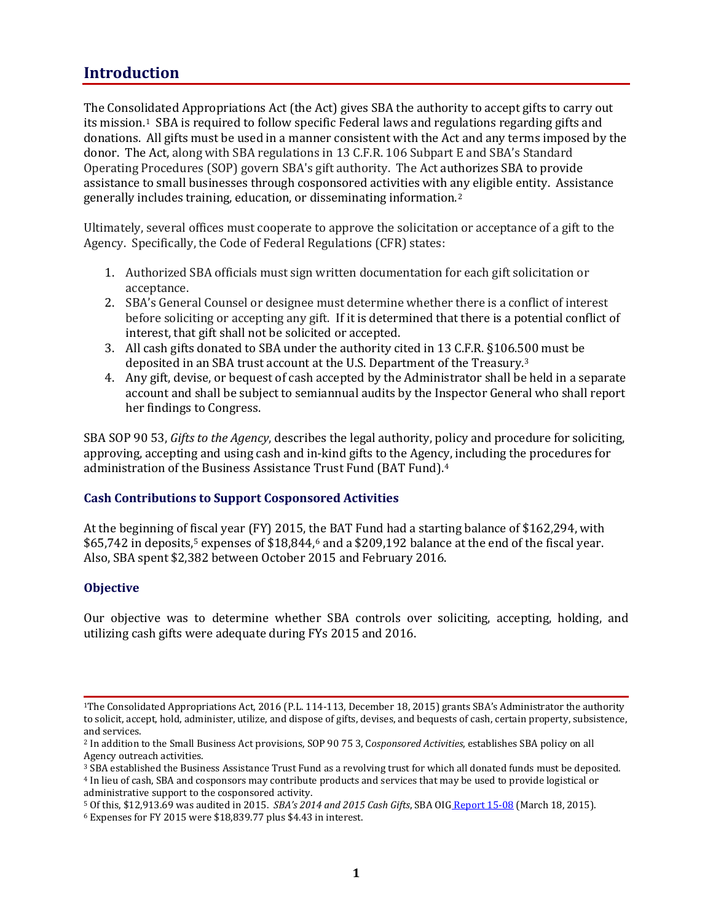## Introduction

The Consolidated Appropriations Act (the Act) gives SBA the authority to accept gifts to carry out its mission.[1] SBA is required to follow specific Federal laws and regulations regarding gifts and donations. All gifts must be used in a manner consistent with the Act and any terms imposed by the donor. The Act, along with SBA regulations in 13 C.F.R. 106 Subpart E and SBA's Standard Operating Procedures (SOP) govern SBA's gift authority. The Act authorizes SBA to provide assistance to small businesses through cosponsored activities with any eligible entity. Assistance generally includes training, education, or disseminating information.[2]

Ultimately, several offices must cooperate to approve the solicitation or acceptance of a gift to the Agency. Specifically, the Code of Federal Regulations (CFR) states:

1. Authorized SBA officials must sign written documentation for each gift solicitation or acceptance.
2. SBA's General Counsel or designee must determine whether there is a conflict of interest before soliciting or accepting any gift. If it is determined that there is a potential conflict of interest, that gift shall not be solicited or accepted.
3. All cash gifts donated to SBA under the authority cited in 13 C.F.R. §106.500 must be deposited in an SBA trust account at the U.S. Department of the Treasury.[3]
4. Any gift, devise, or bequest of cash accepted by the Administrator shall be held in a separate account and shall be subject to semiannual audits by the Inspector General who shall report her findings to Congress.

SBA SOP 90 53, *Gifts to the Agency*, describes the legal authority, policy and procedure for soliciting, approving, accepting and using cash and in-kind gifts to the Agency, including the procedures for administration of the Business Assistance Trust Fund (BAT Fund).[4]

### Cash Contributions to Support Cosponsored Activities

At the beginning of fiscal year (FY) 2015, the BAT Fund had a starting balance of $162,294, with $65,742 in deposits,[5] expenses of $18,844,[6] and a $209,192 balance at the end of the fiscal year. Also, SBA spent $2,382 between October 2015 and February 2016.

### Objective

Our objective was to determine whether SBA controls over soliciting, accepting, holding, and utilizing cash gifts were adequate during FYs 2015 and 2016.

---

[1] The Consolidated Appropriations Act, 2016 (P.L. 114-113, December 18, 2015) grants SBA's Administrator the authority to solicit, accept, hold, administer, utilize, and dispose of gifts, devises, and bequests of cash, certain property, subsistence, and services.

[2] In addition to the Small Business Act provisions, SOP 90 75 3, *Cosponsored Activities*, establishes SBA policy on all Agency outreach activities.

[3] SBA established the Business Assistance Trust Fund as a revolving trust for which all donated funds must be deposited.

[4] In lieu of cash, SBA and cosponsors may contribute products and services that may be used to provide logistical or administrative support to the cosponsored activity.

[5] Of this, $12,913.69 was audited in 2015. *SBA's 2014 and 2015 Cash Gifts*, SBA OIG Report 15-08 (March 18, 2015).

[6] Expenses for FY 2015 were $18,839.77 plus $4.43 in interest.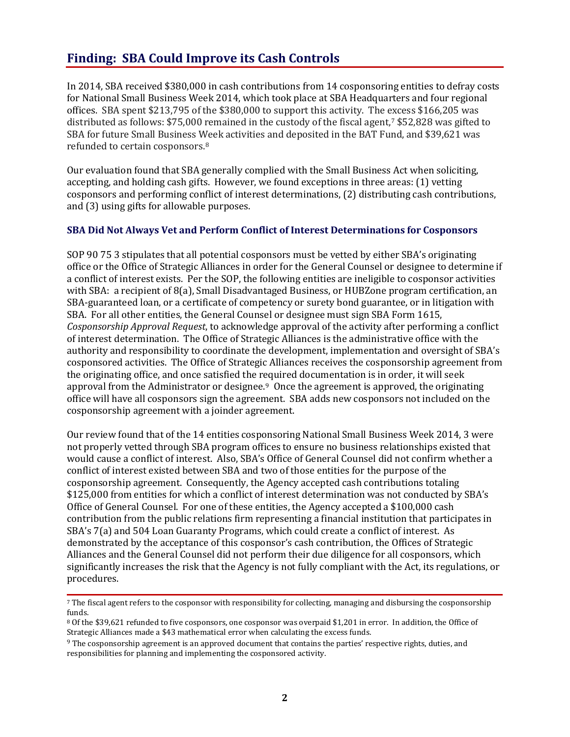## Finding: SBA Could Improve its Cash Controls

In 2014, SBA received $380,000 in cash contributions from 14 cosponsoring entities to defray costs for National Small Business Week 2014, which took place at SBA Headquarters and four regional offices. SBA spent $213,795 of the $380,000 to support this activity. The excess $166,205 was distributed as follows: $75,000 remained in the custody of the fiscal agent,[7] $52,828 was gifted to SBA for future Small Business Week activities and deposited in the BAT Fund, and $39,621 was refunded to certain cosponsors.[8]

Our evaluation found that SBA generally complied with the Small Business Act when soliciting, accepting, and holding cash gifts. However, we found exceptions in three areas: (1) vetting cosponsors and performing conflict of interest determinations, (2) distributing cash contributions, and (3) using gifts for allowable purposes.

### SBA Did Not Always Vet and Perform Conflict of Interest Determinations for Cosponsors

SOP 90 75 3 stipulates that all potential cosponsors must be vetted by either SBA's originating office or the Office of Strategic Alliances in order for the General Counsel or designee to determine if a conflict of interest exists. Per the SOP, the following entities are ineligible to cosponsor activities with SBA: a recipient of 8(a), Small Disadvantaged Business, or HUBZone program certification, an SBA-guaranteed loan, or a certificate of competency or surety bond guarantee, or in litigation with SBA. For all other entities, the General Counsel or designee must sign SBA Form 1615, *Cosponsorship Approval Request*, to acknowledge approval of the activity after performing a conflict of interest determination. The Office of Strategic Alliances is the administrative office with the authority and responsibility to coordinate the development, implementation and oversight of SBA's cosponsored activities. The Office of Strategic Alliances receives the cosponsorship agreement from the originating office, and once satisfied the required documentation is in order, it will seek approval from the Administrator or designee.[9] Once the agreement is approved, the originating office will have all cosponsors sign the agreement. SBA adds new cosponsors not included on the cosponsorship agreement with a joinder agreement.

Our review found that of the 14 entities cosponsoring National Small Business Week 2014, 3 were not properly vetted through SBA program offices to ensure no business relationships existed that would cause a conflict of interest. Also, SBA's Office of General Counsel did not confirm whether a conflict of interest existed between SBA and two of those entities for the purpose of the cosponsorship agreement. Consequently, the Agency accepted cash contributions totaling $125,000 from entities for which a conflict of interest determination was not conducted by SBA's Office of General Counsel. For one of these entities, the Agency accepted a $100,000 cash contribution from the public relations firm representing a financial institution that participates in SBA's 7(a) and 504 Loan Guaranty Programs, which could create a conflict of interest. As demonstrated by the acceptance of this cosponsor's cash contribution, the Offices of Strategic Alliances and the General Counsel did not perform their due diligence for all cosponsors, which significantly increases the risk that the Agency is not fully compliant with the Act, its regulations, or procedures.

---

[7] The fiscal agent refers to the cosponsor with responsibility for collecting, managing and disbursing the cosponsorship funds.

[8] Of the $39,621 refunded to five cosponsors, one cosponsor was overpaid $1,201 in error. In addition, the Office of Strategic Alliances made a $43 mathematical error when calculating the excess funds.

[9] The cosponsorship agreement is an approved document that contains the parties' respective rights, duties, and responsibilities for planning and implementing the cosponsored activity.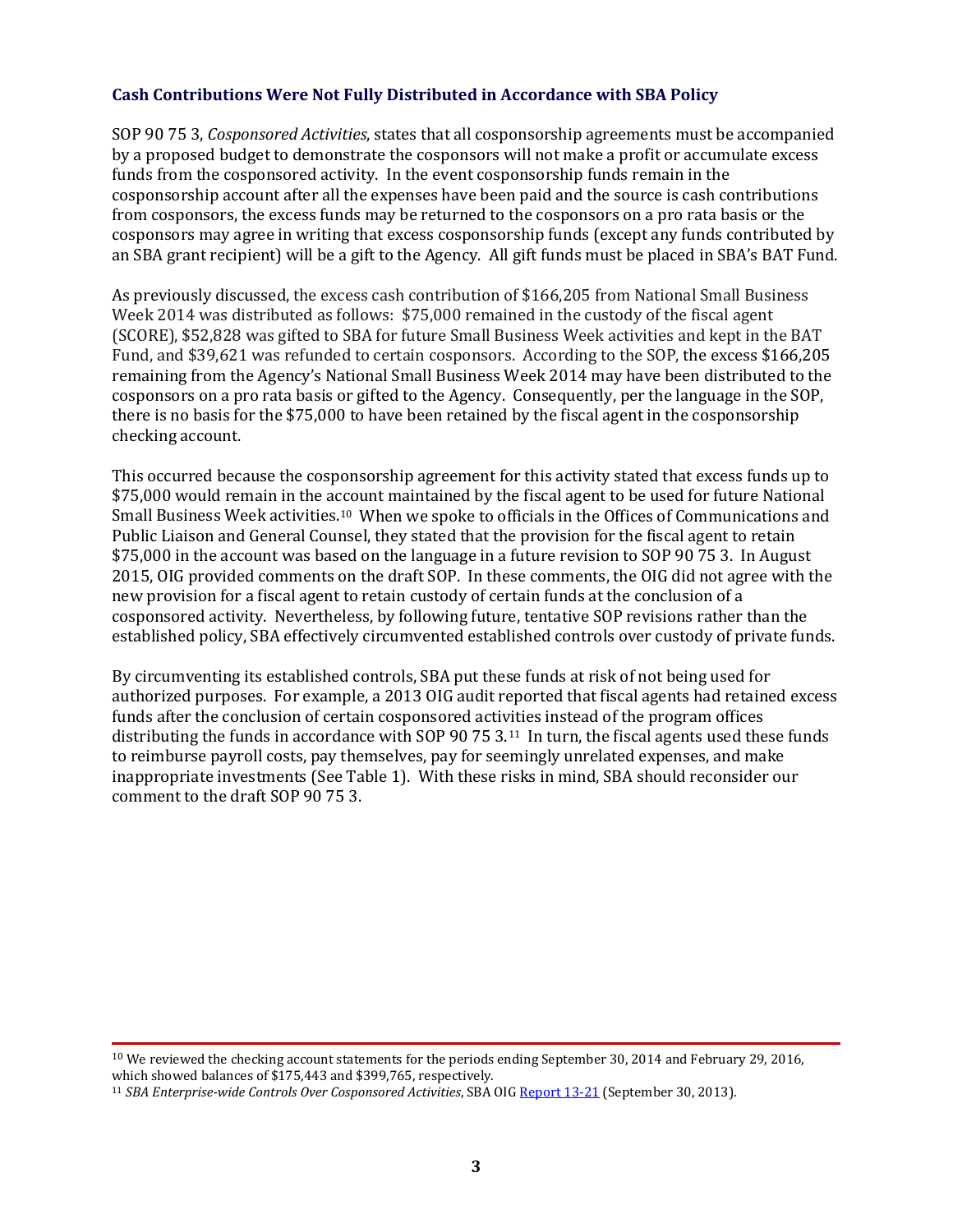### Cash Contributions Were Not Fully Distributed in Accordance with SBA Policy

SOP 90 75 3, *Cosponsored Activities*, states that all cosponsorship agreements must be accompanied by a proposed budget to demonstrate the cosponsors will not make a profit or accumulate excess funds from the cosponsored activity. In the event cosponsorship funds remain in the cosponsorship account after all the expenses have been paid and the source is cash contributions from cosponsors, the excess funds may be returned to the cosponsors on a pro rata basis or the cosponsors may agree in writing that excess cosponsorship funds (except any funds contributed by an SBA grant recipient) will be a gift to the Agency. All gift funds must be placed in SBA's BAT Fund.

As previously discussed, the excess cash contribution of $166,205 from National Small Business Week 2014 was distributed as follows: $75,000 remained in the custody of the fiscal agent (SCORE), $52,828 was gifted to SBA for future Small Business Week activities and kept in the BAT Fund, and $39,621 was refunded to certain cosponsors. According to the SOP, the excess $166,205 remaining from the Agency's National Small Business Week 2014 may have been distributed to the cosponsors on a pro rata basis or gifted to the Agency. Consequently, per the language in the SOP, there is no basis for the $75,000 to have been retained by the fiscal agent in the cosponsorship checking account.

This occurred because the cosponsorship agreement for this activity stated that excess funds up to $75,000 would remain in the account maintained by the fiscal agent to be used for future National Small Business Week activities.[10] When we spoke to officials in the Offices of Communications and Public Liaison and General Counsel, they stated that the provision for the fiscal agent to retain $75,000 in the account was based on the language in a future revision to SOP 90 75 3. In August 2015, OIG provided comments on the draft SOP. In these comments, the OIG did not agree with the new provision for a fiscal agent to retain custody of certain funds at the conclusion of a cosponsored activity. Nevertheless, by following future, tentative SOP revisions rather than the established policy, SBA effectively circumvented established controls over custody of private funds.

By circumventing its established controls, SBA put these funds at risk of not being used for authorized purposes. For example, a 2013 OIG audit reported that fiscal agents had retained excess funds after the conclusion of certain cosponsored activities instead of the program offices distributing the funds in accordance with SOP 90 75 3.[11] In turn, the fiscal agents used these funds to reimburse payroll costs, pay themselves, pay for seemingly unrelated expenses, and make inappropriate investments (See Table 1). With these risks in mind, SBA should reconsider our comment to the draft SOP 90 75 3.

---

[10] We reviewed the checking account statements for the periods ending September 30, 2014 and February 29, 2016, which showed balances of $175,443 and $399,765, respectively.

[11] *SBA Enterprise-wide Controls Over Cosponsored Activities*, SBA OIG Report 13-21 (September 30, 2013).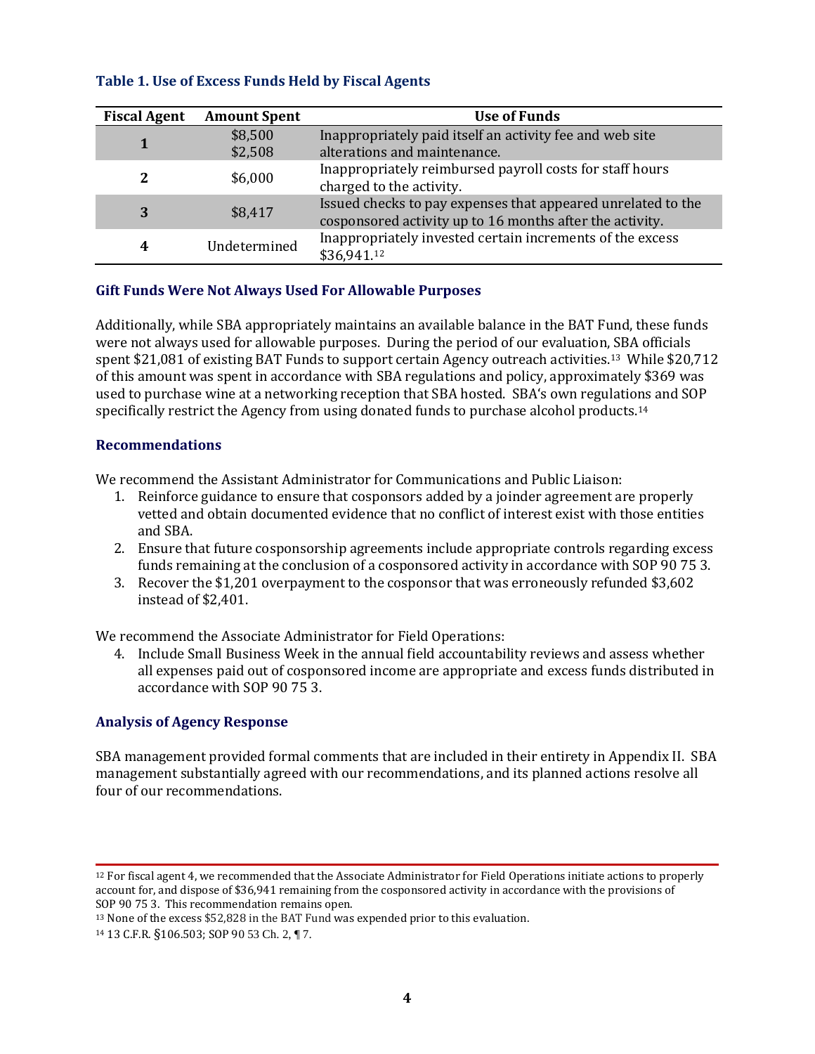### Table 1. Use of Excess Funds Held by Fiscal Agents

| Fiscal Agent | Amount Spent | Use of Funds |
|---|---|---|
| 1 | \$8,500<br>\$2,508 | Inappropriately paid itself an activity fee and web site alterations and maintenance. |
| 2 | \$6,000 | Inappropriately reimbursed payroll costs for staff hours charged to the activity. |
| 3 | \$8,417 | Issued checks to pay expenses that appeared unrelated to the cosponsored activity up to 16 months after the activity. |
| 4 | Undetermined | Inappropriately invested certain increments of the excess \$36,941.[12] |

### Gift Funds Were Not Always Used For Allowable Purposes

Additionally, while SBA appropriately maintains an available balance in the BAT Fund, these funds were not always used for allowable purposes. During the period of our evaluation, SBA officials spent \$21,081 of existing BAT Funds to support certain Agency outreach activities.[13] While \$20,712 of this amount was spent in accordance with SBA regulations and policy, approximately \$369 was used to purchase wine at a networking reception that SBA hosted. SBA's own regulations and SOP specifically restrict the Agency from using donated funds to purchase alcohol products.[14]

### Recommendations

We recommend the Assistant Administrator for Communications and Public Liaison:

1. Reinforce guidance to ensure that cosponsors added by a joinder agreement are properly vetted and obtain documented evidence that no conflict of interest exist with those entities and SBA.
2. Ensure that future cosponsorship agreements include appropriate controls regarding excess funds remaining at the conclusion of a cosponsored activity in accordance with SOP 90 75 3.
3. Recover the \$1,201 overpayment to the cosponsor that was erroneously refunded \$3,602 instead of \$2,401.

We recommend the Associate Administrator for Field Operations:

4. Include Small Business Week in the annual field accountability reviews and assess whether all expenses paid out of cosponsored income are appropriate and excess funds distributed in accordance with SOP 90 75 3.

### Analysis of Agency Response

SBA management provided formal comments that are included in their entirety in Appendix II. SBA management substantially agreed with our recommendations, and its planned actions resolve all four of our recommendations.

---

[12] For fiscal agent 4, we recommended that the Associate Administrator for Field Operations initiate actions to properly account for, and dispose of \$36,941 remaining from the cosponsored activity in accordance with the provisions of SOP 90 75 3. This recommendation remains open.

[13] None of the excess \$52,828 in the BAT Fund was expended prior to this evaluation.

[14] 13 C.F.R. §106.503; SOP 90 53 Ch. 2, ¶ 7.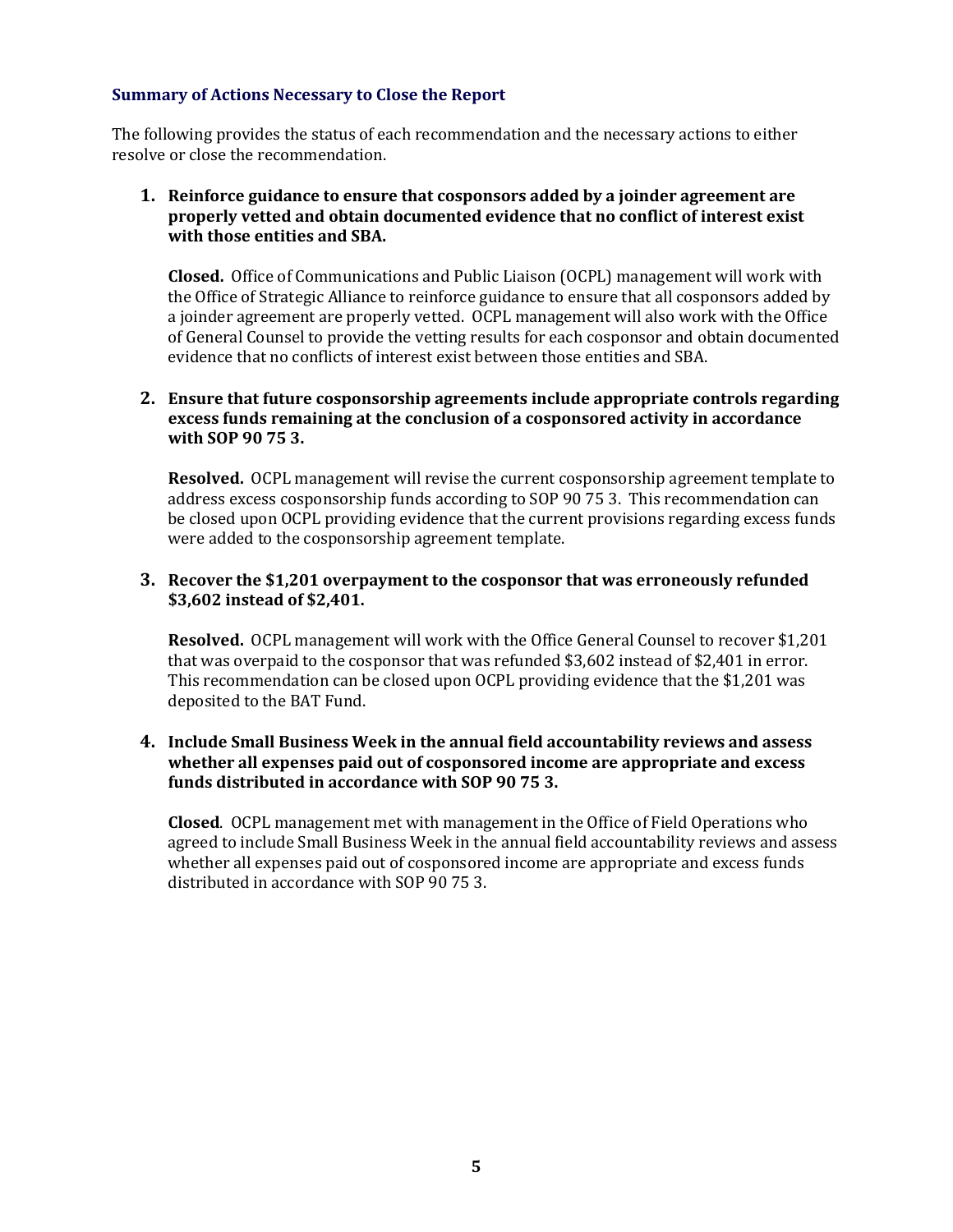### Summary of Actions Necessary to Close the Report

The following provides the status of each recommendation and the necessary actions to either resolve or close the recommendation.

1. **Reinforce guidance to ensure that cosponsors added by a joinder agreement are properly vetted and obtain documented evidence that no conflict of interest exist with those entities and SBA.**

   **Closed.** Office of Communications and Public Liaison (OCPL) management will work with the Office of Strategic Alliance to reinforce guidance to ensure that all cosponsors added by a joinder agreement are properly vetted. OCPL management will also work with the Office of General Counsel to provide the vetting results for each cosponsor and obtain documented evidence that no conflicts of interest exist between those entities and SBA.

2. **Ensure that future cosponsorship agreements include appropriate controls regarding excess funds remaining at the conclusion of a cosponsored activity in accordance with SOP 90 75 3.**

   **Resolved.** OCPL management will revise the current cosponsorship agreement template to address excess cosponsorship funds according to SOP 90 75 3. This recommendation can be closed upon OCPL providing evidence that the current provisions regarding excess funds were added to the cosponsorship agreement template.

3. **Recover the $1,201 overpayment to the cosponsor that was erroneously refunded $3,602 instead of $2,401.**

   **Resolved.** OCPL management will work with the Office General Counsel to recover $1,201 that was overpaid to the cosponsor that was refunded $3,602 instead of $2,401 in error. This recommendation can be closed upon OCPL providing evidence that the $1,201 was deposited to the BAT Fund.

4. **Include Small Business Week in the annual field accountability reviews and assess whether all expenses paid out of cosponsored income are appropriate and excess funds distributed in accordance with SOP 90 75 3.**

   **Closed**. OCPL management met with management in the Office of Field Operations who agreed to include Small Business Week in the annual field accountability reviews and assess whether all expenses paid out of cosponsored income are appropriate and excess funds distributed in accordance with SOP 90 75 3.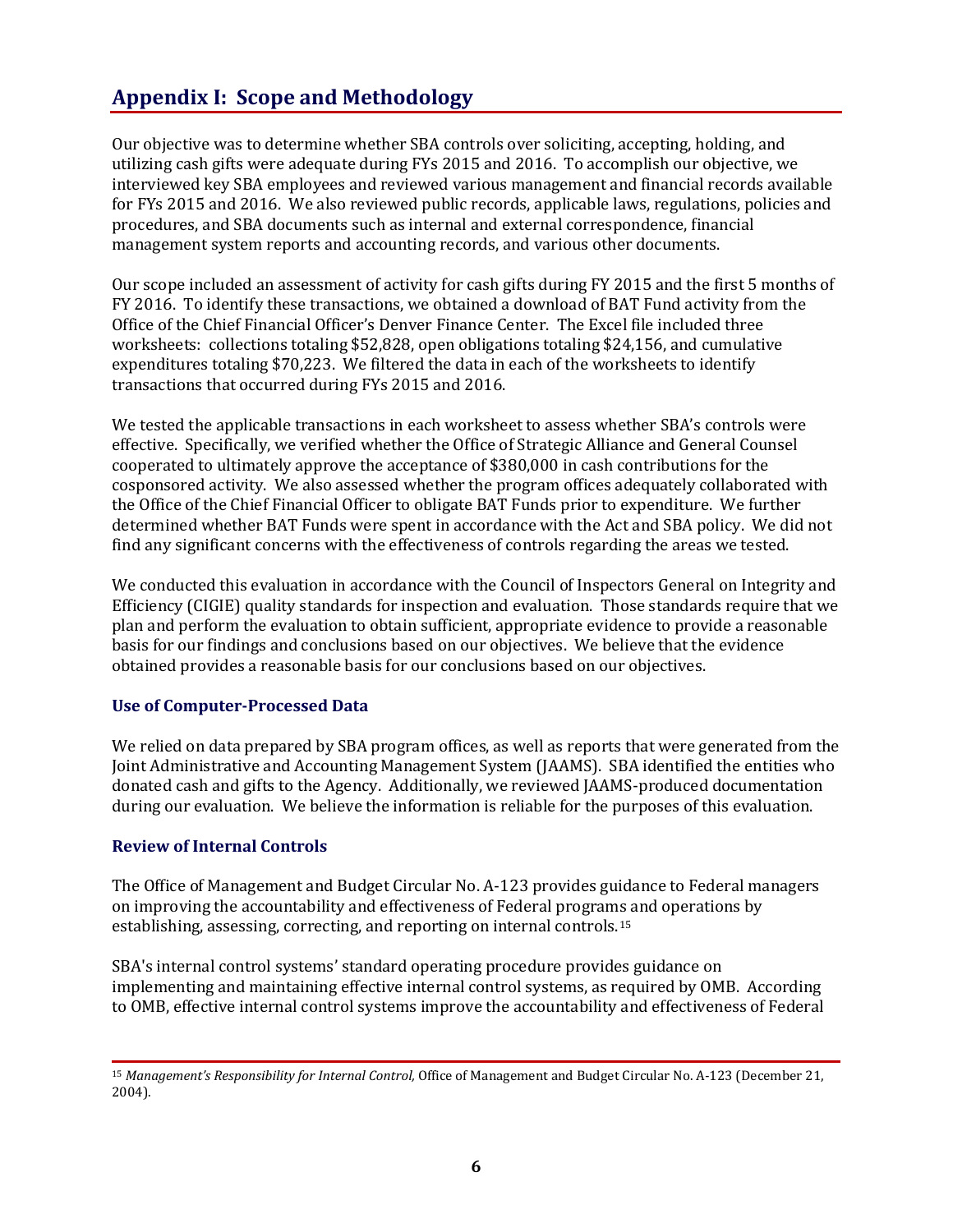## Appendix I: Scope and Methodology

Our objective was to determine whether SBA controls over soliciting, accepting, holding, and utilizing cash gifts were adequate during FYs 2015 and 2016. To accomplish our objective, we interviewed key SBA employees and reviewed various management and financial records available for FYs 2015 and 2016. We also reviewed public records, applicable laws, regulations, policies and procedures, and SBA documents such as internal and external correspondence, financial management system reports and accounting records, and various other documents.

Our scope included an assessment of activity for cash gifts during FY 2015 and the first 5 months of FY 2016. To identify these transactions, we obtained a download of BAT Fund activity from the Office of the Chief Financial Officer's Denver Finance Center. The Excel file included three worksheets: collections totaling $52,828, open obligations totaling $24,156, and cumulative expenditures totaling $70,223. We filtered the data in each of the worksheets to identify transactions that occurred during FYs 2015 and 2016.

We tested the applicable transactions in each worksheet to assess whether SBA's controls were effective. Specifically, we verified whether the Office of Strategic Alliance and General Counsel cooperated to ultimately approve the acceptance of $380,000 in cash contributions for the cosponsored activity. We also assessed whether the program offices adequately collaborated with the Office of the Chief Financial Officer to obligate BAT Funds prior to expenditure. We further determined whether BAT Funds were spent in accordance with the Act and SBA policy. We did not find any significant concerns with the effectiveness of controls regarding the areas we tested.

We conducted this evaluation in accordance with the Council of Inspectors General on Integrity and Efficiency (CIGIE) quality standards for inspection and evaluation. Those standards require that we plan and perform the evaluation to obtain sufficient, appropriate evidence to provide a reasonable basis for our findings and conclusions based on our objectives. We believe that the evidence obtained provides a reasonable basis for our conclusions based on our objectives.

### Use of Computer-Processed Data

We relied on data prepared by SBA program offices, as well as reports that were generated from the Joint Administrative and Accounting Management System (JAAMS). SBA identified the entities who donated cash and gifts to the Agency. Additionally, we reviewed JAAMS-produced documentation during our evaluation. We believe the information is reliable for the purposes of this evaluation.

### Review of Internal Controls

The Office of Management and Budget Circular No. A-123 provides guidance to Federal managers on improving the accountability and effectiveness of Federal programs and operations by establishing, assessing, correcting, and reporting on internal controls.[15]

SBA's internal control systems' standard operating procedure provides guidance on implementing and maintaining effective internal control systems, as required by OMB. According to OMB, effective internal control systems improve the accountability and effectiveness of Federal

---

[15] *Management's Responsibility for Internal Control,* Office of Management and Budget Circular No. A-123 (December 21, 2004).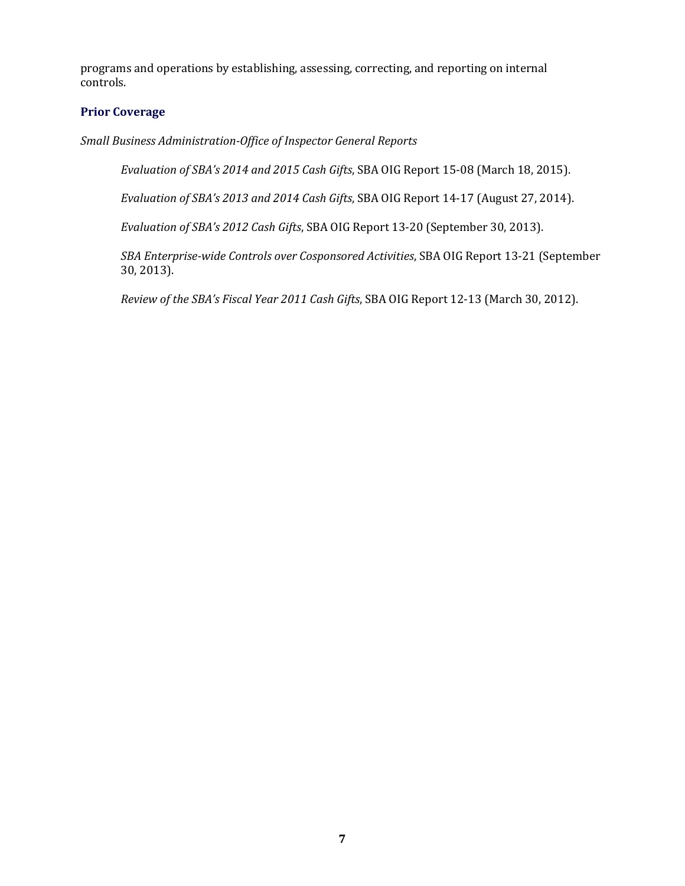programs and operations by establishing, assessing, correcting, and reporting on internal controls.

### Prior Coverage

*Small Business Administration-Office of Inspector General Reports*

*Evaluation of SBA's 2014 and 2015 Cash Gifts*, SBA OIG Report 15-08 (March 18, 2015).

*Evaluation of SBA's 2013 and 2014 Cash Gifts*, SBA OIG Report 14-17 (August 27, 2014).

*Evaluation of SBA's 2012 Cash Gifts*, SBA OIG Report 13-20 (September 30, 2013).

*SBA Enterprise-wide Controls over Cosponsored Activities*, SBA OIG Report 13-21 (September 30, 2013).

*Review of the SBA's Fiscal Year 2011 Cash Gifts*, SBA OIG Report 12-13 (March 30, 2012).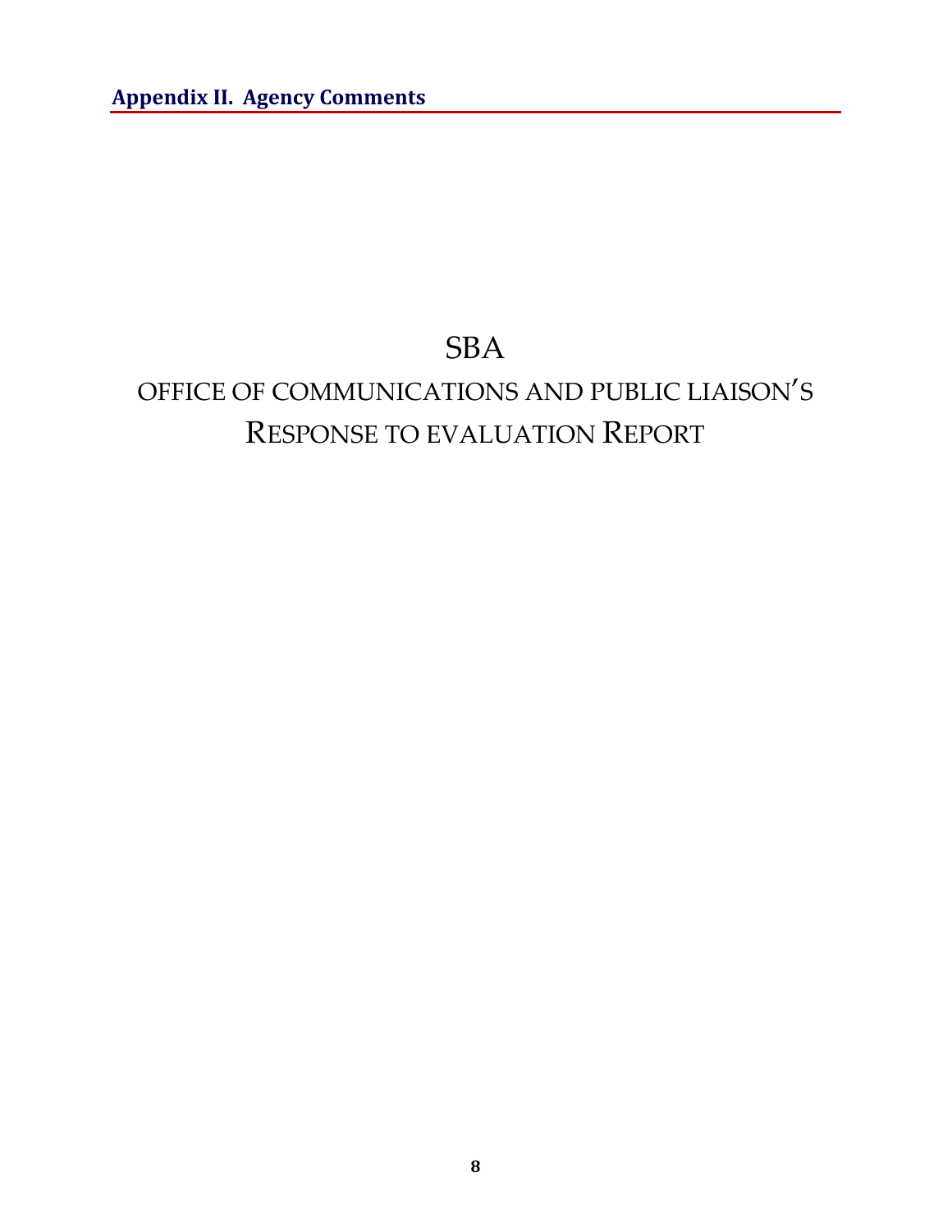## Appendix II. Agency Comments

# SBA

# OFFICE OF COMMUNICATIONS AND PUBLIC LIAISON'S RESPONSE TO EVALUATION REPORT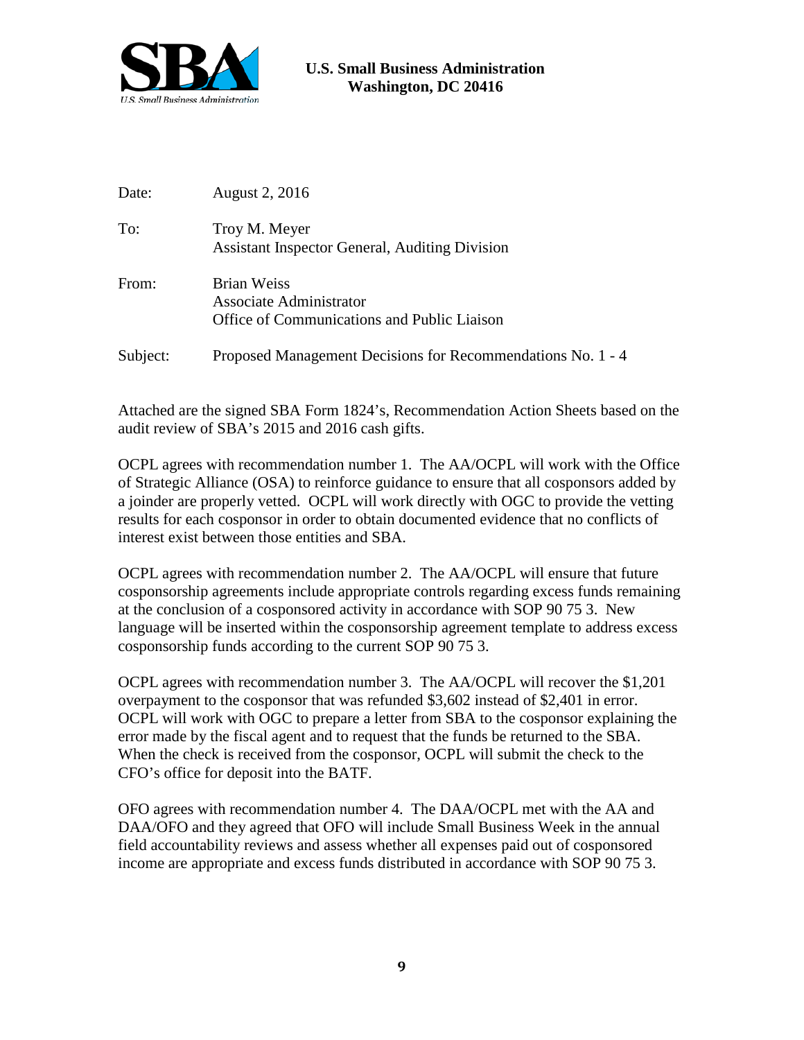**U.S. Small Business Administration**
**Washington, DC 20416**

| | |
|---|---|
| Date: | August 2, 2016 |
| To: | Troy M. Meyer<br>Assistant Inspector General, Auditing Division |
| From: | Brian Weiss<br>Associate Administrator<br>Office of Communications and Public Liaison |
| Subject: | Proposed Management Decisions for Recommendations No. 1 - 4 |

Attached are the signed SBA Form 1824's, Recommendation Action Sheets based on the audit review of SBA's 2015 and 2016 cash gifts.

OCPL agrees with recommendation number 1. The AA/OCPL will work with the Office of Strategic Alliance (OSA) to reinforce guidance to ensure that all cosponsors added by a joinder are properly vetted. OCPL will work directly with OGC to provide the vetting results for each cosponsor in order to obtain documented evidence that no conflicts of interest exist between those entities and SBA.

OCPL agrees with recommendation number 2. The AA/OCPL will ensure that future cosponsorship agreements include appropriate controls regarding excess funds remaining at the conclusion of a cosponsored activity in accordance with SOP 90 75 3. New language will be inserted within the cosponsorship agreement template to address excess cosponsorship funds according to the current SOP 90 75 3.

OCPL agrees with recommendation number 3. The AA/OCPL will recover the $1,201 overpayment to the cosponsor that was refunded $3,602 instead of $2,401 in error. OCPL will work with OGC to prepare a letter from SBA to the cosponsor explaining the error made by the fiscal agent and to request that the funds be returned to the SBA. When the check is received from the cosponsor, OCPL will submit the check to the CFO's office for deposit into the BATF.

OFO agrees with recommendation number 4. The DAA/OCPL met with the AA and DAA/OFO and they agreed that OFO will include Small Business Week in the annual field accountability reviews and assess whether all expenses paid out of cosponsored income are appropriate and excess funds distributed in accordance with SOP 90 75 3.